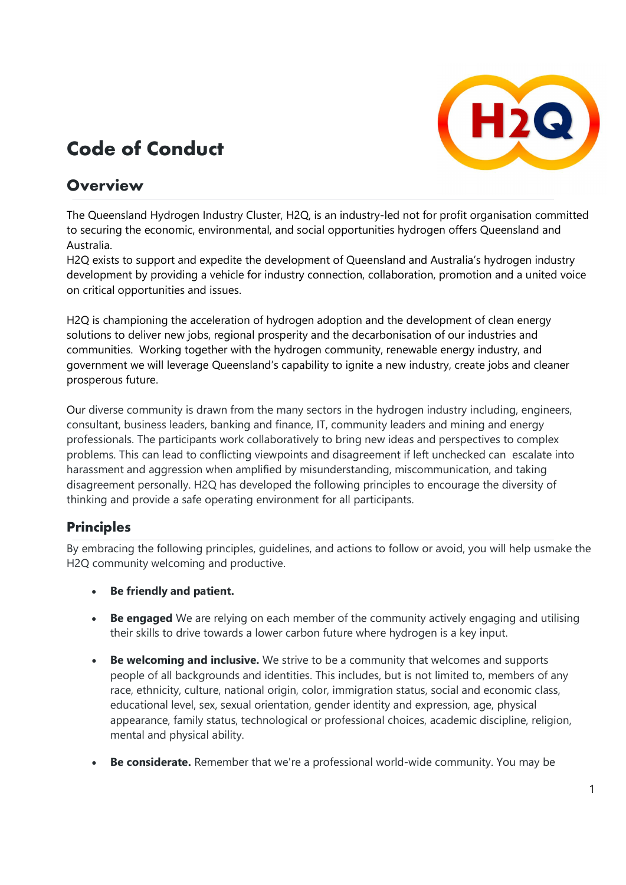# Code of Conduct

## Overview

The Queensland Hydrogen Industry Cluster, H2Q, is an industry-led not for profit organisation committed to securing the economic, environmental, and social opportunities hydrogen offers Queensland and Australia.
H2Q exists to support and expedite the development of Queensland and Australia's hydrogen industry development by providing a vehicle for industry connection, collaboration, promotion and a united voice on critical opportunities and issues.

H2Q is championing the acceleration of hydrogen adoption and the development of clean energy solutions to deliver new jobs, regional prosperity and the decarbonisation of our industries and communities. Working together with the hydrogen community, renewable energy industry, and government we will leverage Queensland's capability to ignite a new industry, create jobs and cleaner prosperous future.

Our diverse community is drawn from the many sectors in the hydrogen industry including, engineers, consultant, business leaders, banking and finance, IT, community leaders and mining and energy professionals. The participants work collaboratively to bring new ideas and perspectives to complex problems. This can lead to conflicting viewpoints and disagreement if left unchecked can escalate into harassment and aggression when amplified by misunderstanding, miscommunication, and taking disagreement personally. H2Q has developed the following principles to encourage the diversity of thinking and provide a safe operating environment for all participants.

### Principles

By embracing the following principles, guidelines, and actions to follow or avoid, you will help usmake the H2Q community welcoming and productive.

- **Be friendly and patient.**
- **Be engaged** We are relying on each member of the community actively engaging and utilising their skills to drive towards a lower carbon future where hydrogen is a key input.
- **Be welcoming and inclusive.** We strive to be a community that welcomes and supports people of all backgrounds and identities. This includes, but is not limited to, members of any race, ethnicity, culture, national origin, color, immigration status, social and economic class, educational level, sex, sexual orientation, gender identity and expression, age, physical appearance, family status, technological or professional choices, academic discipline, religion, mental and physical ability.
- **Be considerate.** Remember that we're a professional world-wide community. You may be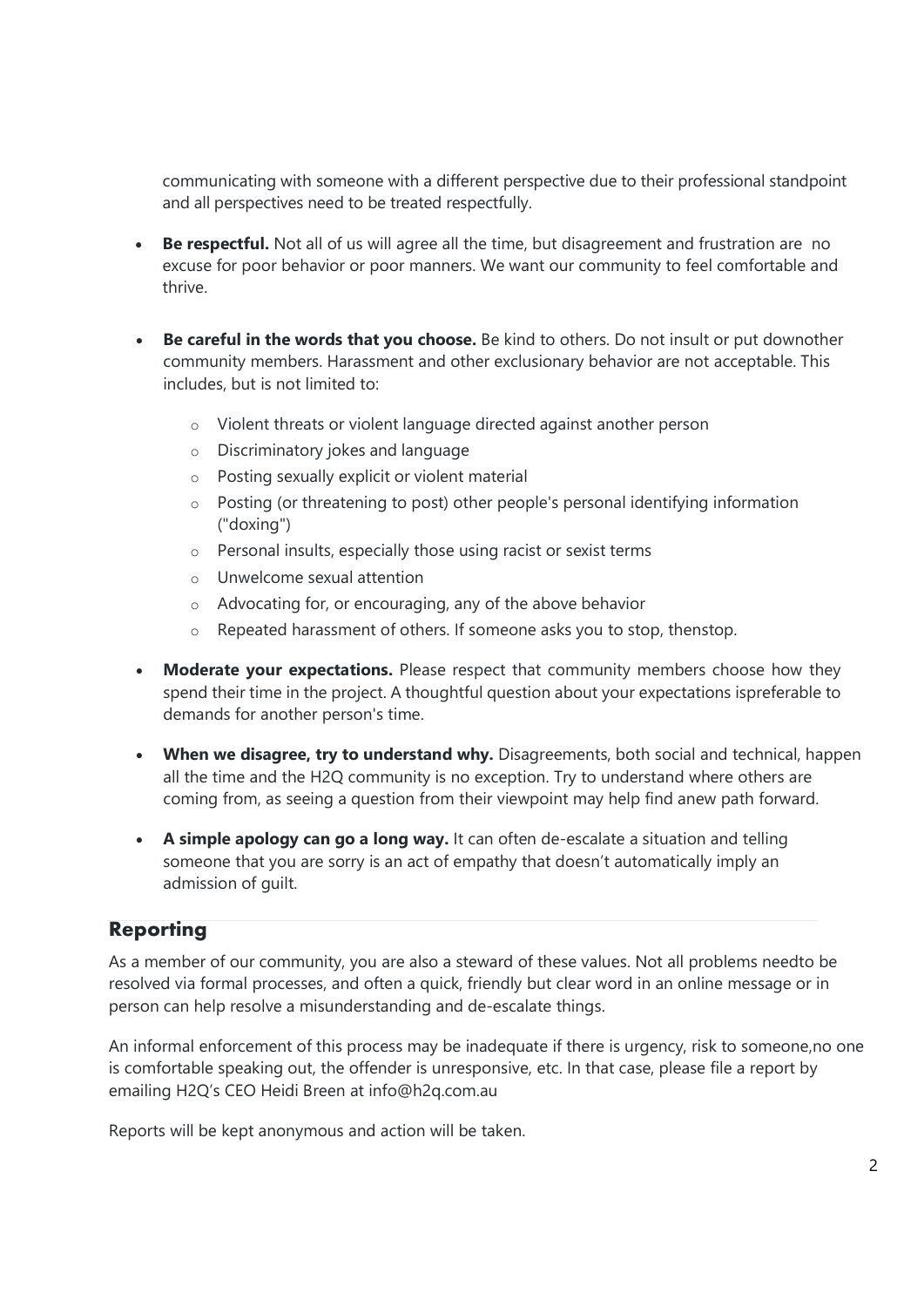communicating with someone with a different perspective due to their professional standpoint and all perspectives need to be treated respectfully.

- **Be respectful.** Not all of us will agree all the time, but disagreement and frustration are no excuse for poor behavior or poor manners. We want our community to feel comfortable and thrive.
- **Be careful in the words that you choose.** Be kind to others. Do not insult or put downother community members. Harassment and other exclusionary behavior are not acceptable. This includes, but is not limited to:
    - Violent threats or violent language directed against another person
    - Discriminatory jokes and language
    - Posting sexually explicit or violent material
    - Posting (or threatening to post) other people's personal identifying information ("doxing")
    - Personal insults, especially those using racist or sexist terms
    - Unwelcome sexual attention
    - Advocating for, or encouraging, any of the above behavior
    - Repeated harassment of others. If someone asks you to stop, thenstop.
- **Moderate your expectations.** Please respect that community members choose how they spend their time in the project. A thoughtful question about your expectations ispreferable to demands for another person's time.
- **When we disagree, try to understand why.** Disagreements, both social and technical, happen all the time and the H2Q community is no exception. Try to understand where others are coming from, as seeing a question from their viewpoint may help find anew path forward.
- **A simple apology can go a long way.** It can often de-escalate a situation and telling someone that you are sorry is an act of empathy that doesn't automatically imply an admission of guilt.

## Reporting

As a member of our community, you are also a steward of these values. Not all problems needto be resolved via formal processes, and often a quick, friendly but clear word in an online message or in person can help resolve a misunderstanding and de-escalate things.

An informal enforcement of this process may be inadequate if there is urgency, risk to someone,no one is comfortable speaking out, the offender is unresponsive, etc. In that case, please file a report by emailing H2Q's CEO Heidi Breen at info@h2q.com.au

Reports will be kept anonymous and action will be taken.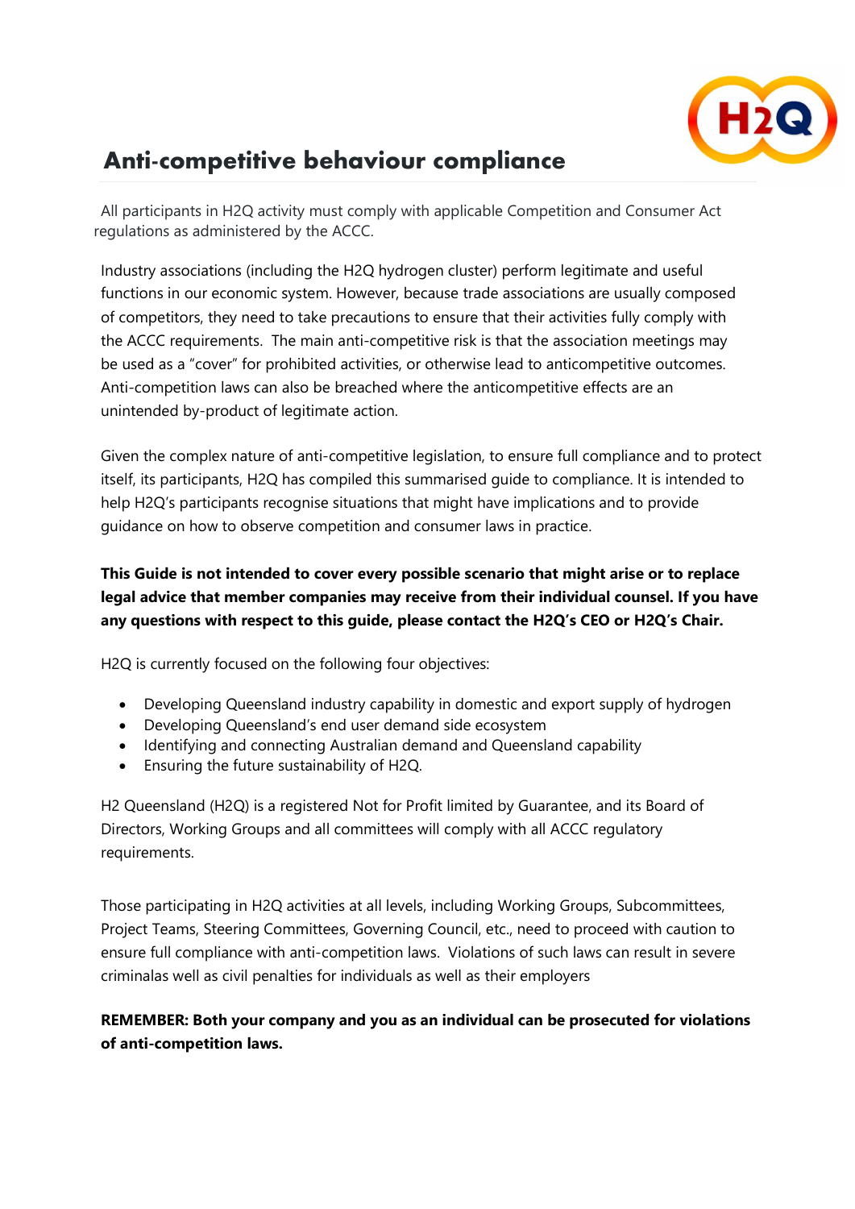# Anti-competitive behaviour compliance

All participants in H2Q activity must comply with applicable Competition and Consumer Act regulations as administered by the ACCC.

Industry associations (including the H2Q hydrogen cluster) perform legitimate and useful functions in our economic system. However, because trade associations are usually composed of competitors, they need to take precautions to ensure that their activities fully comply with the ACCC requirements. The main anti-competitive risk is that the association meetings may be used as a "cover" for prohibited activities, or otherwise lead to anticompetitive outcomes. Anti-competition laws can also be breached where the anticompetitive effects are an unintended by-product of legitimate action.

Given the complex nature of anti-competitive legislation, to ensure full compliance and to protect itself, its participants, H2Q has compiled this summarised guide to compliance. It is intended to help H2Q's participants recognise situations that might have implications and to provide guidance on how to observe competition and consumer laws in practice.

**This Guide is not intended to cover every possible scenario that might arise or to replace legal advice that member companies may receive from their individual counsel. If you have any questions with respect to this guide, please contact the H2Q's CEO or H2Q's Chair.**

H2Q is currently focused on the following four objectives:

- Developing Queensland industry capability in domestic and export supply of hydrogen
- Developing Queensland's end user demand side ecosystem
- Identifying and connecting Australian demand and Queensland capability
- Ensuring the future sustainability of H2Q.

H2 Queensland (H2Q) is a registered Not for Profit limited by Guarantee, and its Board of Directors, Working Groups and all committees will comply with all ACCC regulatory requirements.

Those participating in H2Q activities at all levels, including Working Groups, Subcommittees, Project Teams, Steering Committees, Governing Council, etc., need to proceed with caution to ensure full compliance with anti-competition laws. Violations of such laws can result in severe criminalas well as civil penalties for individuals as well as their employers

**REMEMBER: Both your company and you as an individual can be prosecuted for violations of anti-competition laws.**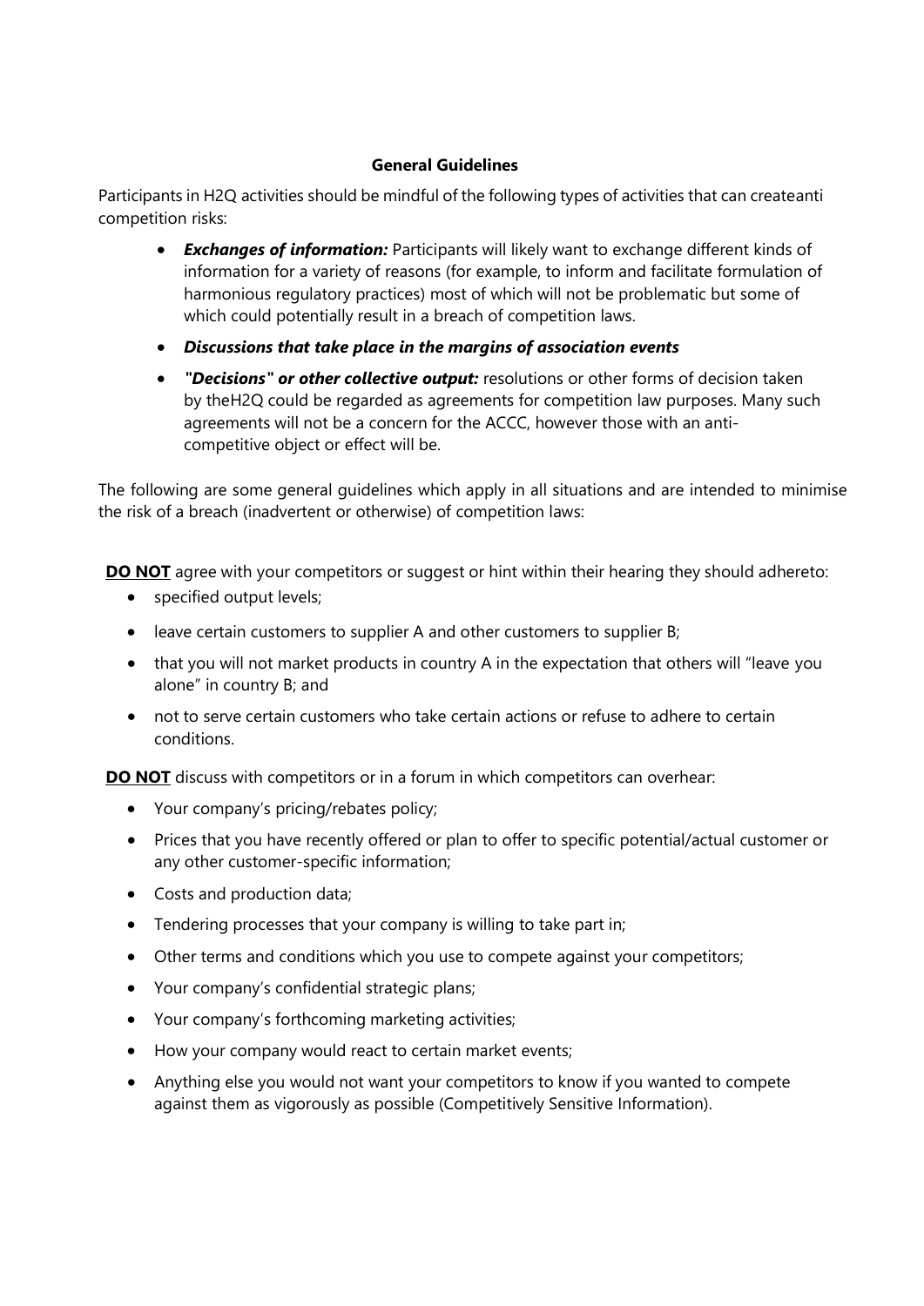**General Guidelines**

Participants in H2Q activities should be mindful of the following types of activities that can createanti competition risks:

- ***Exchanges of information:*** Participants will likely want to exchange different kinds of information for a variety of reasons (for example, to inform and facilitate formulation of harmonious regulatory practices) most of which will not be problematic but some of which could potentially result in a breach of competition laws.
- ***Discussions that take place in the margins of association events***
- ***"Decisions" or other collective output:*** resolutions or other forms of decision taken by theH2Q could be regarded as agreements for competition law purposes. Many such agreements will not be a concern for the ACCC, however those with an anti-competitive object or effect will be.

The following are some general guidelines which apply in all situations and are intended to minimise the risk of a breach (inadvertent or otherwise) of competition laws:

**DO NOT** agree with your competitors or suggest or hint within their hearing they should adhereto:

- specified output levels;
- leave certain customers to supplier A and other customers to supplier B;
- that you will not market products in country A in the expectation that others will "leave you alone" in country B; and
- not to serve certain customers who take certain actions or refuse to adhere to certain conditions.

**DO NOT** discuss with competitors or in a forum in which competitors can overhear:

- Your company's pricing/rebates policy;
- Prices that you have recently offered or plan to offer to specific potential/actual customer or any other customer-specific information;
- Costs and production data;
- Tendering processes that your company is willing to take part in;
- Other terms and conditions which you use to compete against your competitors;
- Your company's confidential strategic plans;
- Your company's forthcoming marketing activities;
- How your company would react to certain market events;
- Anything else you would not want your competitors to know if you wanted to compete against them as vigorously as possible (Competitively Sensitive Information).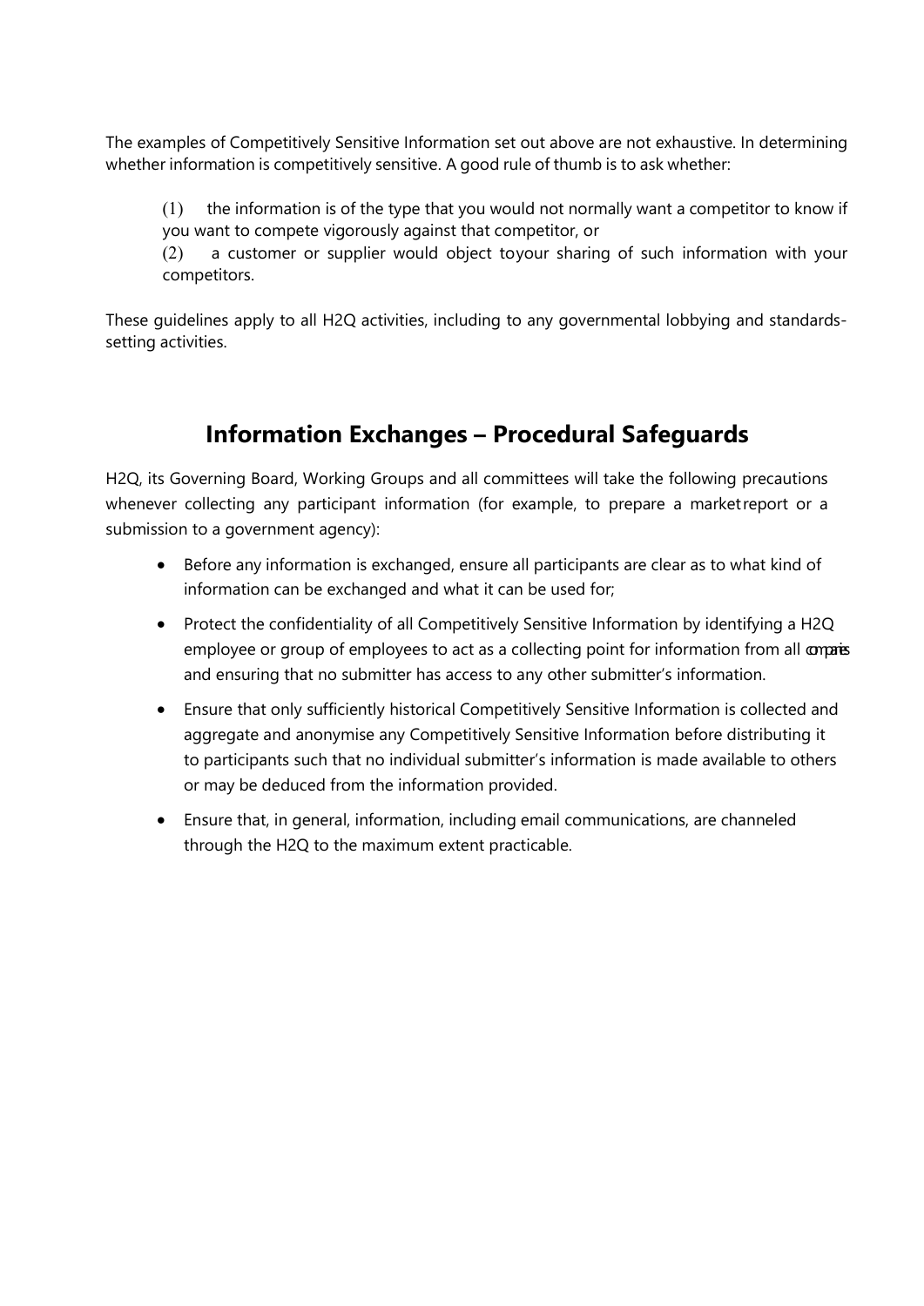The examples of Competitively Sensitive Information set out above are not exhaustive. In determining whether information is competitively sensitive. A good rule of thumb is to ask whether:

(1) the information is of the type that you would not normally want a competitor to know if you want to compete vigorously against that competitor, or

(2) a customer or supplier would object toyour sharing of such information with your competitors.

These guidelines apply to all H2Q activities, including to any governmental lobbying and standards-setting activities.

## Information Exchanges – Procedural Safeguards

H2Q, its Governing Board, Working Groups and all committees will take the following precautions whenever collecting any participant information (for example, to prepare a marketreport or a submission to a government agency):

- Before any information is exchanged, ensure all participants are clear as to what kind of information can be exchanged and what it can be used for;
- Protect the confidentiality of all Competitively Sensitive Information by identifying a H2Q employee or group of employees to act as a collecting point for information from all companies and ensuring that no submitter has access to any other submitter's information.
- Ensure that only sufficiently historical Competitively Sensitive Information is collected and aggregate and anonymise any Competitively Sensitive Information before distributing it to participants such that no individual submitter's information is made available to others or may be deduced from the information provided.
- Ensure that, in general, information, including email communications, are channeled through the H2Q to the maximum extent practicable.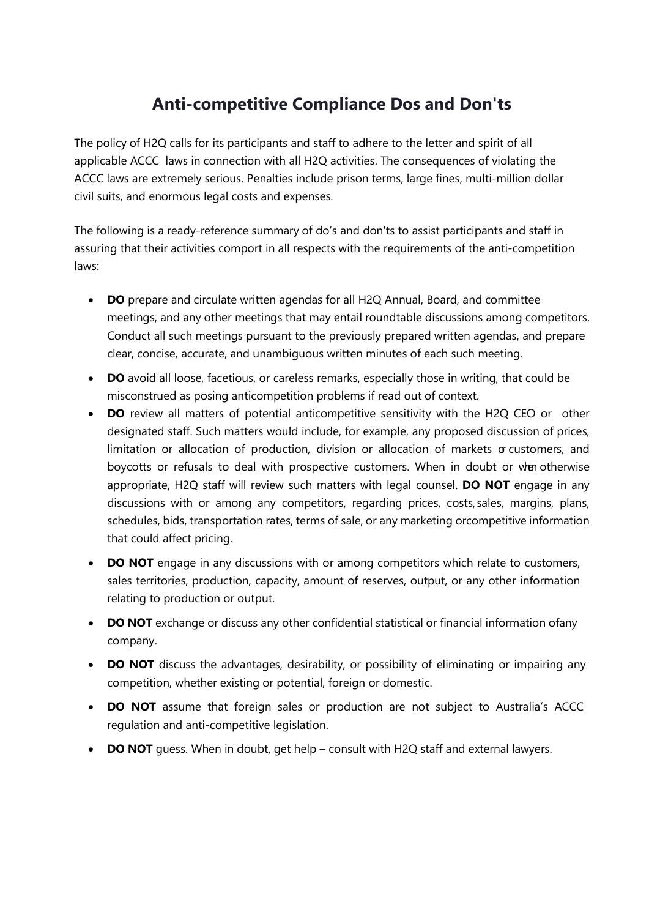# Anti-competitive Compliance Dos and Don'ts

The policy of H2Q calls for its participants and staff to adhere to the letter and spirit of all applicable ACCC laws in connection with all H2Q activities. The consequences of violating the ACCC laws are extremely serious. Penalties include prison terms, large fines, multi-million dollar civil suits, and enormous legal costs and expenses.

The following is a ready-reference summary of do's and don'ts to assist participants and staff in assuring that their activities comport in all respects with the requirements of the anti-competition laws:

- **DO** prepare and circulate written agendas for all H2Q Annual, Board, and committee meetings, and any other meetings that may entail roundtable discussions among competitors. Conduct all such meetings pursuant to the previously prepared written agendas, and prepare clear, concise, accurate, and unambiguous written minutes of each such meeting.
- **DO** avoid all loose, facetious, or careless remarks, especially those in writing, that could be misconstrued as posing anticompetition problems if read out of context.
- **DO** review all matters of potential anticompetitive sensitivity with the H2Q CEO or other designated staff. Such matters would include, for example, any proposed discussion of prices, limitation or allocation of production, division or allocation of markets or customers, and boycotts or refusals to deal with prospective customers. When in doubt or when otherwise appropriate, H2Q staff will review such matters with legal counsel. **DO NOT** engage in any discussions with or among any competitors, regarding prices, costs, sales, margins, plans, schedules, bids, transportation rates, terms of sale, or any marketing orcompetitive information that could affect pricing.
- **DO NOT** engage in any discussions with or among competitors which relate to customers, sales territories, production, capacity, amount of reserves, output, or any other information relating to production or output.
- **DO NOT** exchange or discuss any other confidential statistical or financial information ofany company.
- **DO NOT** discuss the advantages, desirability, or possibility of eliminating or impairing any competition, whether existing or potential, foreign or domestic.
- **DO NOT** assume that foreign sales or production are not subject to Australia's ACCC regulation and anti-competitive legislation.
- **DO NOT** guess. When in doubt, get help – consult with H2Q staff and external lawyers.